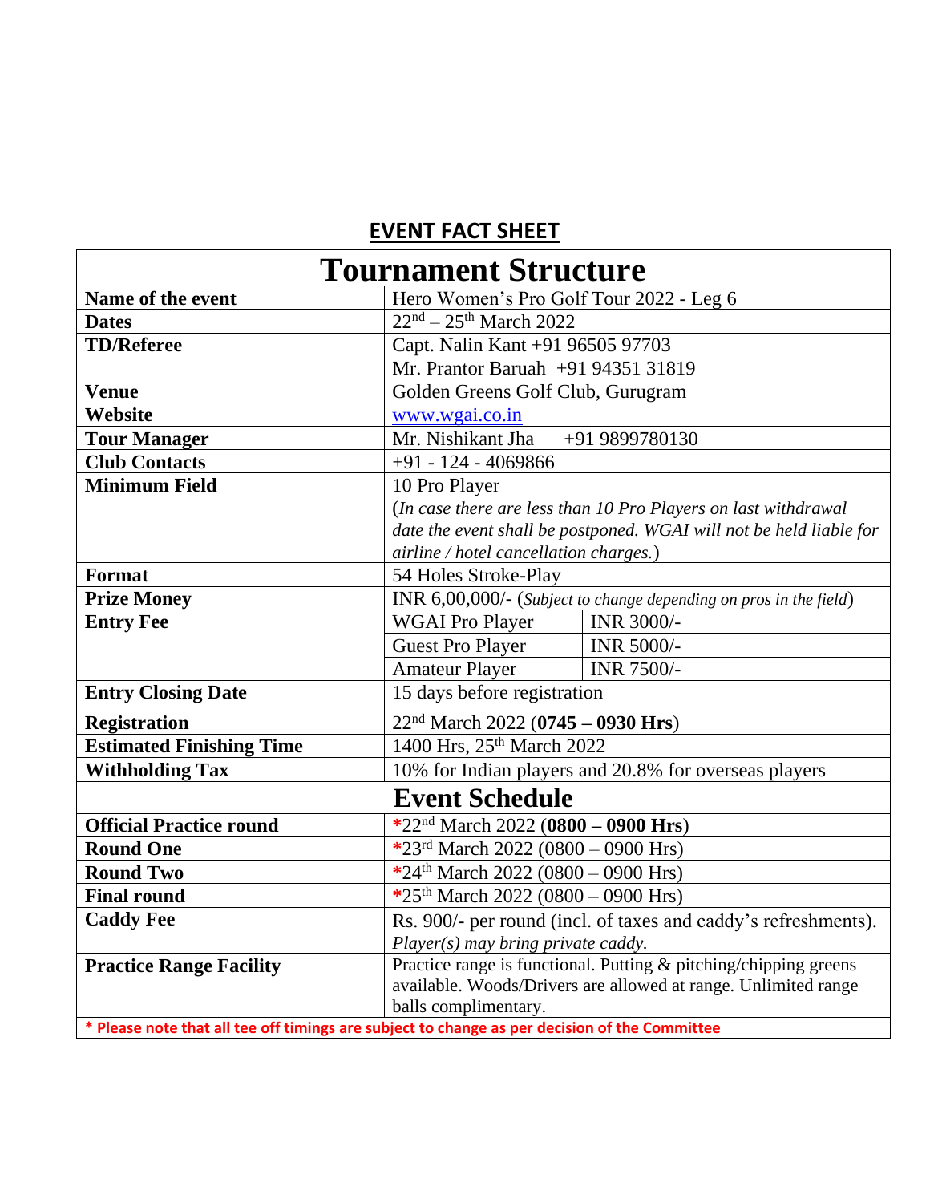# EVENT FACT SHEET

| Tournament Structure | | |
|---|---|---|
| **Name of the event** | Hero Women's Pro Golf Tour 2022 - Leg 6 | |
| **Dates** | 22nd – 25th March 2022 | |
| **TD/Referee** | Capt. Nalin Kant +91 96505 97703<br>Mr. Prantor Baruah +91 94351 31819 | |
| **Venue** | Golden Greens Golf Club, Gurugram | |
| **Website** | www.wgai.co.in | |
| **Tour Manager** | Mr. Nishikant Jha +91 9899780130 | |
| **Club Contacts** | +91 - 124 - 4069866 | |
| **Minimum Field** | 10 Pro Player<br>(*In case there are less than 10 Pro Players on last withdrawal date the event shall be postponed. WGAI will not be held liable for airline / hotel cancellation charges.*) | |
| **Format** | 54 Holes Stroke-Play | |
| **Prize Money** | INR 6,00,000/- (*Subject to change depending on pros in the field*) | |
| **Entry Fee** | WGAI Pro Player | INR 3000/- |
| | Guest Pro Player | INR 5000/- |
| | Amateur Player | INR 7500/- |
| **Entry Closing Date** | 15 days before registration | |
| **Registration** | 22nd March 2022 (**0745 – 0930 Hrs**) | |
| **Estimated Finishing Time** | 1400 Hrs, 25th March 2022 | |
| **Withholding Tax** | 10% for Indian players and 20.8% for overseas players | |
| **Event Schedule** | | |
| **Official Practice round** | *22nd March 2022 (**0800 – 0900 Hrs**) | |
| **Round One** | *23rd March 2022 (0800 – 0900 Hrs) | |
| **Round Two** | *24th March 2022 (0800 – 0900 Hrs) | |
| **Final round** | *25th March 2022 (0800 – 0900 Hrs) | |
| **Caddy Fee** | Rs. 900/- per round (incl. of taxes and caddy's refreshments).<br>*Player(s) may bring private caddy.* | |
| **Practice Range Facility** | Practice range is functional. Putting & pitching/chipping greens available. Woods/Drivers are allowed at range. Unlimited range balls complimentary. | |

**\* Please note that all tee off timings are subject to change as per decision of the Committee**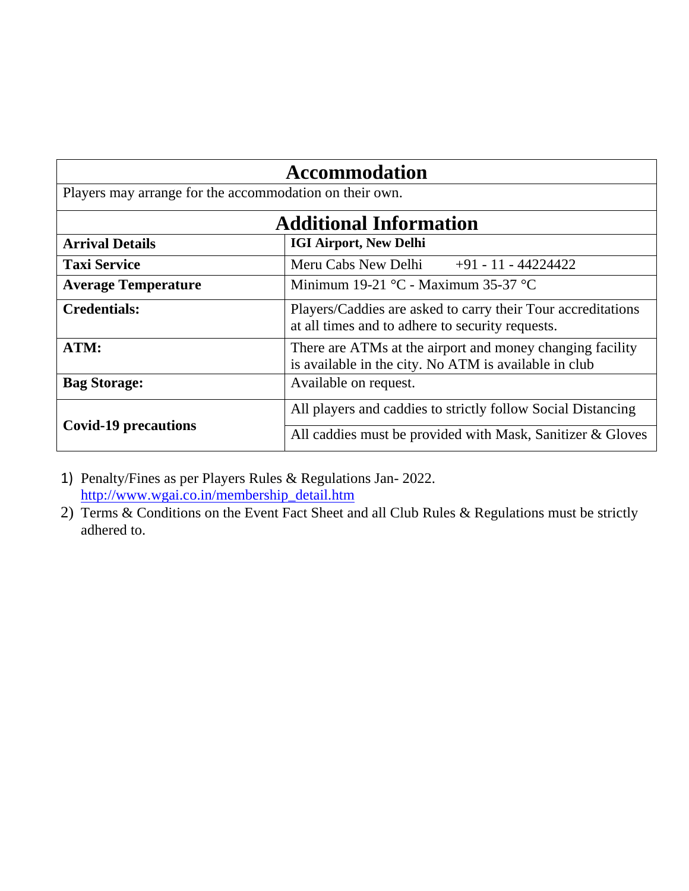## Accommodation

Players may arrange for the accommodation on their own.

## Additional Information

| | |
|---|---|
| **Arrival Details** | **IGI Airport, New Delhi** |
| **Taxi Service** | Meru Cabs New Delhi +91 - 11 - 44224422 |
| **Average Temperature** | Minimum 19-21 °C - Maximum 35-37 °C |
| **Credentials:** | Players/Caddies are asked to carry their Tour accreditations at all times and to adhere to security requests. |
| **ATM:** | There are ATMs at the airport and money changing facility is available in the city. No ATM is available in club |
| **Bag Storage:** | Available on request. |
| **Covid-19 precautions** | All players and caddies to strictly follow Social Distancing |
| | All caddies must be provided with Mask, Sanitizer & Gloves |

1) Penalty/Fines as per Players Rules & Regulations Jan- 2022. http://www.wgai.co.in/membership_detail.htm
2) Terms & Conditions on the Event Fact Sheet and all Club Rules & Regulations must be strictly adhered to.